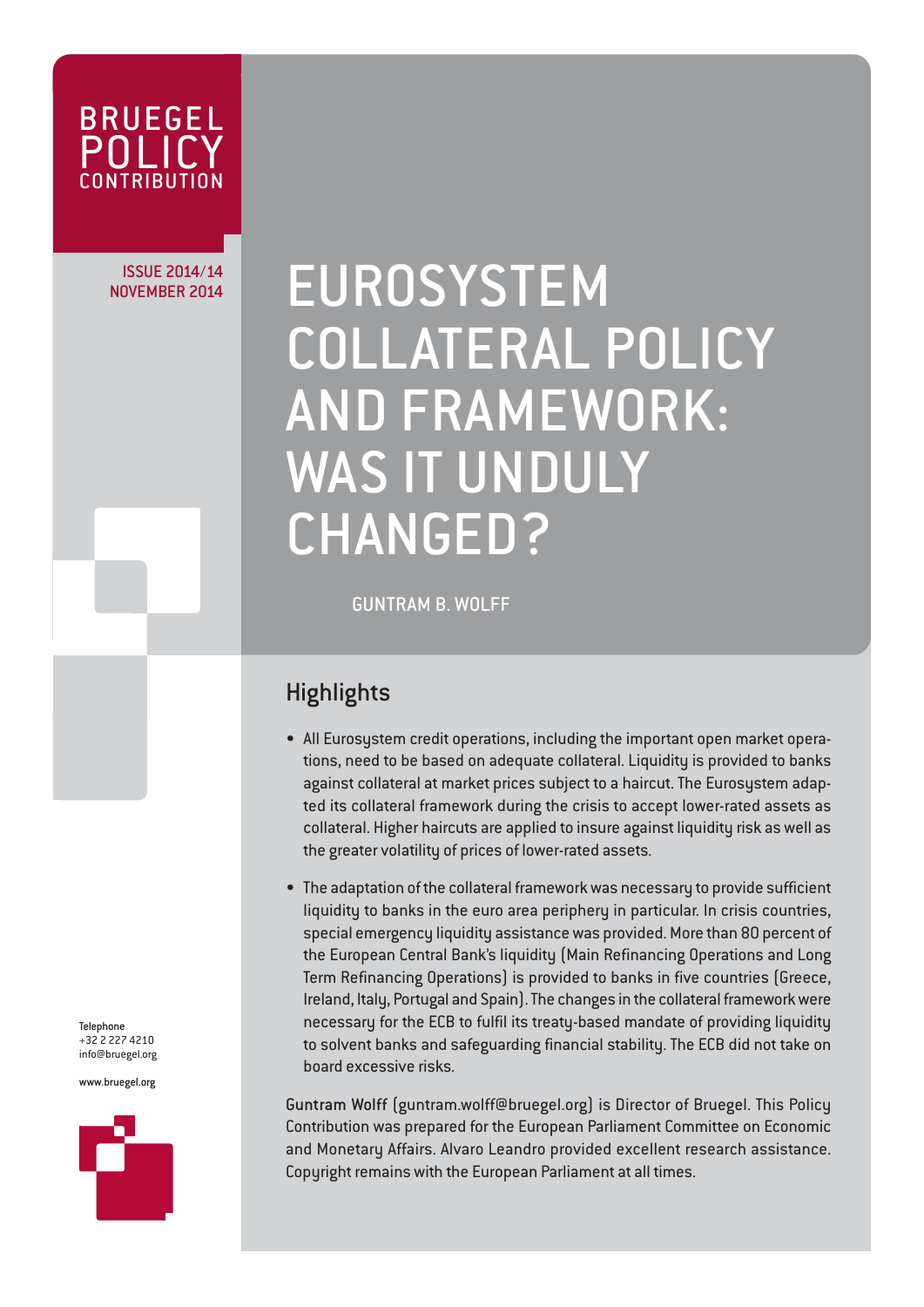BRUEGEL POLICY CONTRIBUTION

ISSUE 2014/14
NOVEMBER 2014

# EUROSYSTEM COLLATERAL POLICY AND FRAMEWORK: WAS IT UNDULY CHANGED?

GUNTRAM B. WOLFF

## Highlights

- All Eurosystem credit operations, including the important open market operations, need to be based on adequate collateral. Liquidity is provided to banks against collateral at market prices subject to a haircut. The Eurosystem adapted its collateral framework during the crisis to accept lower-rated assets as collateral. Higher haircuts are applied to insure against liquidity risk as well as the greater volatility of prices of lower-rated assets.

- The adaptation of the collateral framework was necessary to provide sufficient liquidity to banks in the euro area periphery in particular. In crisis countries, special emergency liquidity assistance was provided. More than 80 percent of the European Central Bank's liquidity (Main Refinancing Operations and Long Term Refinancing Operations) is provided to banks in five countries (Greece, Ireland, Italy, Portugal and Spain). The changes in the collateral framework were necessary for the ECB to fulfil its treaty-based mandate of providing liquidity to solvent banks and safeguarding financial stability. The ECB did not take on board excessive risks.

**Guntram Wolff** (guntram.wolff@bruegel.org) is Director of Bruegel. This Policy Contribution was prepared for the European Parliament Committee on Economic and Monetary Affairs. Alvaro Leandro provided excellent research assistance. Copyright remains with the European Parliament at all times.

Telephone
+32 2 227 4210
info@bruegel.org

www.bruegel.org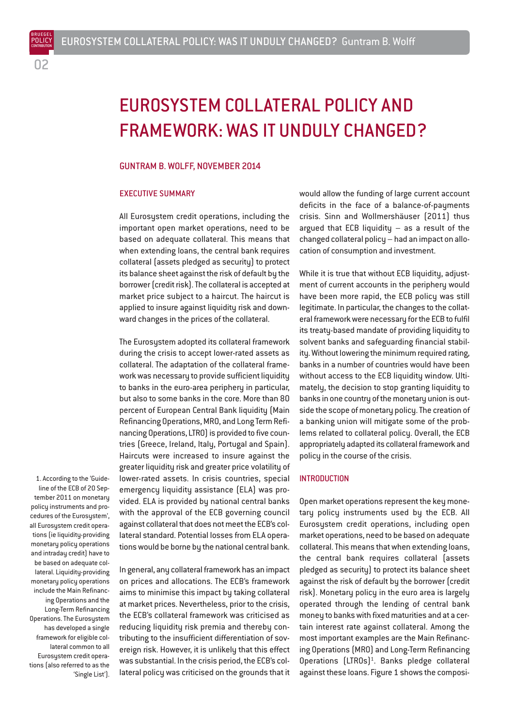# EUROSYSTEM COLLATERAL POLICY AND FRAMEWORK: WAS IT UNDULY CHANGED?

GUNTRAM B. WOLFF, NOVEMBER 2014

## EXECUTIVE SUMMARY

All Eurosystem credit operations, including the important open market operations, need to be based on adequate collateral. This means that when extending loans, the central bank requires collateral (assets pledged as security) to protect its balance sheet against the risk of default by the borrower (credit risk). The collateral is accepted at market price subject to a haircut. The haircut is applied to insure against liquidity risk and downward changes in the prices of the collateral.

The Eurosystem adopted its collateral framework during the crisis to accept lower-rated assets as collateral. The adaptation of the collateral framework was necessary to provide sufficient liquidity to banks in the euro-area periphery in particular, but also to some banks in the core. More than 80 percent of European Central Bank liquidity (Main Refinancing Operations, MRO, and Long Term Refinancing Operations, LTRO) is provided to five countries (Greece, Ireland, Italy, Portugal and Spain). Haircuts were increased to insure against the greater liquidity risk and greater price volatility of lower-rated assets. In crisis countries, special emergency liquidity assistance (ELA) was provided. ELA is provided by national central banks with the approval of the ECB governing council against collateral that does not meet the ECB's collateral standard. Potential losses from ELA operations would be borne by the national central bank.

In general, any collateral framework has an impact on prices and allocations. The ECB's framework aims to minimise this impact by taking collateral at market prices. Nevertheless, prior to the crisis, the ECB's collateral framework was criticised as reducing liquidity risk premia and thereby contributing to the insufficient differentiation of sovereign risk. However, it is unlikely that this effect was substantial. In the crisis period, the ECB's collateral policy was criticised on the grounds that it would allow the funding of large current account deficits in the face of a balance-of-payments crisis. Sinn and Wollmershäuser (2011) thus argued that ECB liquidity – as a result of the changed collateral policy – had an impact on allocation of consumption and investment.

While it is true that without ECB liquidity, adjustment of current accounts in the periphery would have been more rapid, the ECB policy was still legitimate. In particular, the changes to the collateral framework were necessary for the ECB to fulfil its treaty-based mandate of providing liquidity to solvent banks and safeguarding financial stability. Without lowering the minimum required rating, banks in a number of countries would have been without access to the ECB liquidity window. Ultimately, the decision to stop granting liquidity to banks in one country of the monetary union is outside the scope of monetary policy. The creation of a banking union will mitigate some of the problems related to collateral policy. Overall, the ECB appropriately adapted its collateral framework and policy in the course of the crisis.

## INTRODUCTION

Open market operations represent the key monetary policy instruments used by the ECB. All Eurosystem credit operations, including open market operations, need to be based on adequate collateral. This means that when extending loans, the central bank requires collateral (assets pledged as security) to protect its balance sheet against the risk of default by the borrower (credit risk). Monetary policy in the euro area is largely operated through the lending of central bank money to banks with fixed maturities and at a certain interest rate against collateral. Among the most important examples are the Main Refinancing Operations (MRO) and Long-Term Refinancing Operations (LTROs)[1]. Banks pledge collateral against these loans. Figure 1 shows the composi-

1. According to the 'Guideline of the ECB of 20 September 2011 on monetary policy instruments and procedures of the Eurosystem', all Eurosystem credit operations (ie liquidity-providing monetary policy operations and intraday credit) have to be based on adequate collateral. Liquidity-providing monetary policy operations include the Main Refinancing Operations and the Long-Term Refinancing Operations. The Eurosystem has developed a single framework for eligible collateral common to all Eurosystem credit operations (also referred to as the 'Single List').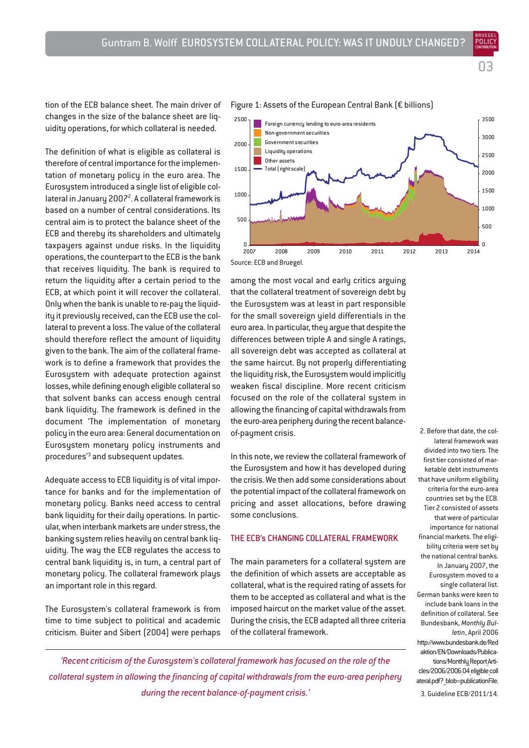tion of the ECB balance sheet. The main driver of changes in the size of the balance sheet are liquidity operations, for which collateral is needed.

The definition of what is eligible as collateral is therefore of central importance for the implementation of monetary policy in the euro area. The Eurosystem introduced a single list of eligible collateral in January 2007[2]. A collateral framework is based on a number of central considerations. Its central aim is to protect the balance sheet of the ECB and thereby its shareholders and ultimately taxpayers against undue risks. In the liquidity operations, the counterpart to the ECB is the bank that receives liquidity. The bank is required to return the liquidity after a certain period to the ECB, at which point it will recover the collateral. Only when the bank is unable to re-pay the liquidity it previously received, can the ECB use the collateral to prevent a loss. The value of the collateral should therefore reflect the amount of liquidity given to the bank. The aim of the collateral framework is to define a framework that provides the Eurosystem with adequate protection against losses, while defining enough eligible collateral so that solvent banks can access enough central bank liquidity. The framework is defined in the document 'The implementation of monetary policy in the euro area: General documentation on Eurosystem monetary policy instruments and procedures'[3] and subsequent updates.

Adequate access to ECB liquidity is of vital importance for banks and for the implementation of monetary policy. Banks need access to central bank liquidity for their daily operations. In particular, when interbank markets are under stress, the banking system relies heavily on central bank liquidity. The way the ECB regulates the access to central bank liquidity is, in turn, a central part of monetary policy. The collateral framework plays an important role in this regard.

The Eurosystem's collateral framework is from time to time subject to political and academic criticism. Buiter and Sibert (2004) were perhaps among the most vocal and early critics arguing that the collateral treatment of sovereign debt by the Eurosystem was at least in part responsible for the small sovereign yield differentials in the euro area. In particular, they argue that despite the differences between triple A and single A ratings, all sovereign debt was accepted as collateral at the same haircut. By not properly differentiating the liquidity risk, the Eurosystem would implicitly weaken fiscal discipline. More recent criticism focused on the role of the collateral system in allowing the financing of capital withdrawals from the euro-area periphery during the recent balance-of-payment crisis.

Figure 1: Assets of the European Central Bank (€ billions)

Source: ECB and Bruegel.

In this note, we review the collateral framework of the Eurosystem and how it has developed during the crisis. We then add some considerations about the potential impact of the collateral framework on pricing and asset allocations, before drawing some conclusions.

## THE ECB's CHANGING COLLATERAL FRAMEWORK

The main parameters for a collateral system are the definition of which assets are acceptable as collateral, what is the required rating of assets for them to be accepted as collateral and what is the imposed haircut on the market value of the asset. During the crisis, the ECB adapted all three criteria of the collateral framework.

*'Recent criticism of the Eurosystem's collateral framework has focused on the role of the collateral system in allowing the financing of capital withdrawals from the euro-area periphery during the recent balance-of-payment crisis.'*

2. Before that date, the collateral framework was divided into two tiers. The first tier consisted of marketable debt instruments that have uniform eligibility criteria for the euro-area countries set by the ECB. Tier 2 consisted of assets that were of particular importance for national financial markets. The eligibility criteria were set by the national central banks. In January 2007, the Eurosystem moved to a single collateral list. German banks were keen to include bank loans in the definition of collateral. See Bundesbank, *Monthly Bulletin*, April 2006 http://www.bundesbank.de/Redaktion/EN/Downloads/Publications/Monthly_Report_Articles/2006/2006_04_eligible_collateral.pdf?_blob=publicationFile.

3. Guideline ECB/2011/14.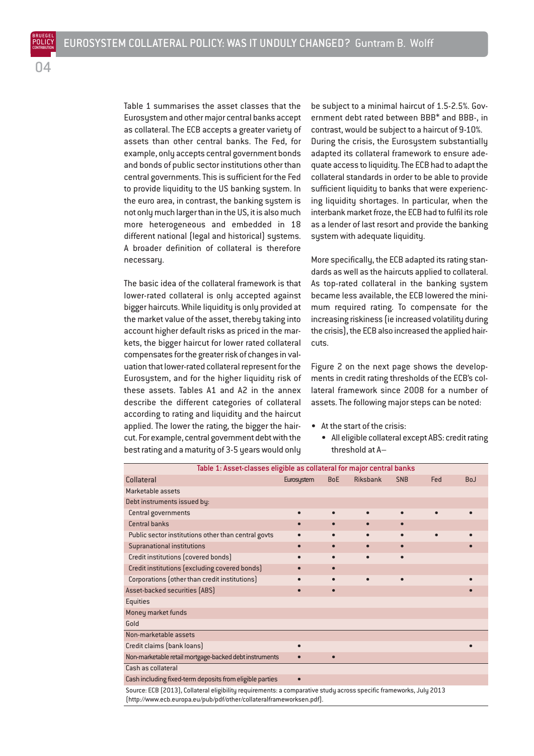Table 1 summarises the asset classes that the Eurosystem and other major central banks accept as collateral. The ECB accepts a greater variety of assets than other central banks. The Fed, for example, only accepts central government bonds and bonds of public sector institutions other than central governments. This is sufficient for the Fed to provide liquidity to the US banking system. In the euro area, in contrast, the banking system is not only much larger than in the US, it is also much more heterogeneous and embedded in 18 different national (legal and historical) systems. A broader definition of collateral is therefore necessary.

The basic idea of the collateral framework is that lower-rated collateral is only accepted against bigger haircuts. While liquidity is only provided at the market value of the asset, thereby taking into account higher default risks as priced in the markets, the bigger haircut for lower rated collateral compensates for the greater risk of changes in valuation that lower-rated collateral represent for the Eurosystem, and for the higher liquidity risk of these assets. Tables A1 and A2 in the annex describe the different categories of collateral according to rating and liquidity and the haircut applied. The lower the rating, the bigger the haircut. For example, central government debt with the best rating and a maturity of 3-5 years would only be subject to a minimal haircut of 1.5-2.5%. Government debt rated between BBB* and BBB-, in contrast, would be subject to a haircut of 9-10%. During the crisis, the Eurosystem substantially adapted its collateral framework to ensure adequate access to liquidity. The ECB had to adapt the collateral standards in order to be able to provide sufficient liquidity to banks that were experiencing liquidity shortages. In particular, when the interbank market froze, the ECB had to fulfil its role as a lender of last resort and provide the banking system with adequate liquidity.

More specifically, the ECB adapted its rating standards as well as the haircuts applied to collateral. As top-rated collateral in the banking system became less available, the ECB lowered the minimum required rating. To compensate for the increasing riskiness (ie increased volatility during the crisis), the ECB also increased the applied haircuts.

Figure 2 on the next page shows the developments in credit rating thresholds of the ECB's collateral framework since 2008 for a number of assets. The following major steps can be noted:

- At the start of the crisis:
  - All eligible collateral except ABS: credit rating threshold at A–

**Table 1: Asset-classes eligible as collateral for major central banks**

| Collateral | Eurosystem | BoE | Riksbank | SNB | Fed | BoJ |
|---|---|---|---|---|---|---|
| Marketable assets | | | | | | |
| Debt instruments issued by: | | | | | | |
| Central governments | • | • | • | • | • | • |
| Central banks | • | • | • | • | | |
| Public sector institutions other than central govts | • | • | • | • | • | • |
| Supranational institutions | • | • | • | • | | • |
| Credit institutions (covered bonds) | • | • | • | • | | |
| Credit institutions (excluding covered bonds) | • | • | | | | |
| Corporations (other than credit institutions) | • | • | • | • | | • |
| Asset-backed securities (ABS) | • | • | | | | • |
| Equities | | | | | | |
| Money market funds | | | | | | |
| Gold | | | | | | |
| Non-marketable assets | | | | | | |
| Credit claims (bank loans) | • | | | | | • |
| Non-marketable retail mortgage-backed debt instruments | • | • | | | | |
| Cash as collateral | | | | | | |
| Cash including fixed-term deposits from eligible parties | • | | | | | |

Source: ECB (2013), Collateral eligibility requirements: a comparative study across specific frameworks, July 2013 (http://www.ecb.europa.eu/pub/pdf/other/collateralframeworksen.pdf).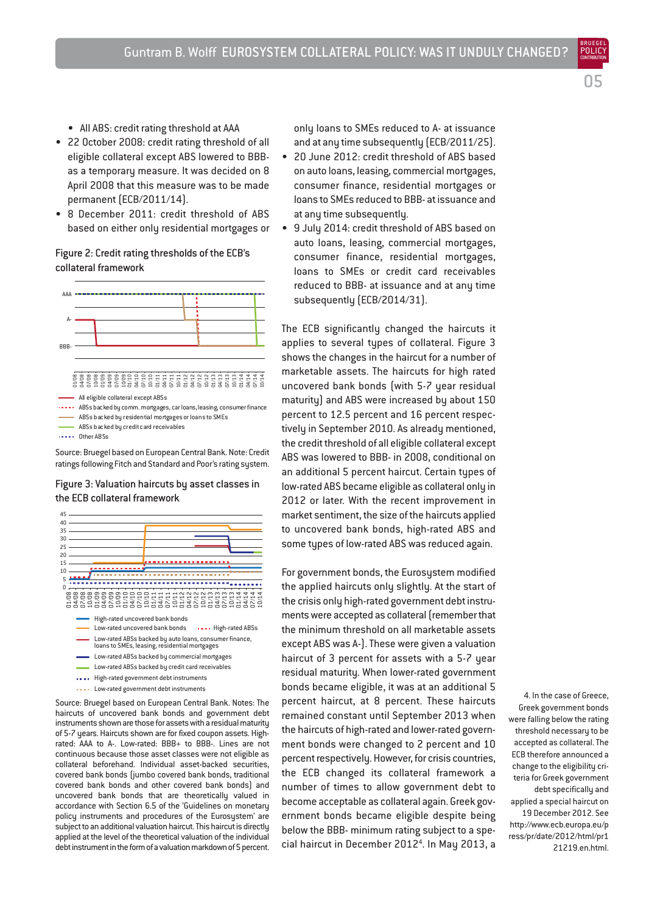- All ABS: credit rating threshold at AAA
- 22 October 2008: credit rating threshold of all eligible collateral except ABS lowered to BBB- as a temporary measure. It was decided on 8 April 2008 that this measure was to be made permanent (ECB/2011/14).
- 8 December 2011: credit threshold of ABS based on either only residential mortgages or only loans to SMEs reduced to A- at issuance and at any time subsequently (ECB/2011/25).
- 20 June 2012: credit threshold of ABS based on auto loans, leasing, commercial mortgages, consumer finance, residential mortgages or loans to SMEs reduced to BBB- at issuance and at any time subsequently.
- 9 July 2014: credit threshold of ABS based on auto loans, leasing, commercial mortgages, consumer finance, residential mortgages, loans to SMEs or credit card receivables reduced to BBB- at issuance and at any time subsequently (ECB/2014/31).

**Figure 2: Credit rating thresholds of the ECB's collateral framework**

Source: Bruegel based on European Central Bank. Note: Credit ratings following Fitch and Standard and Poor's rating system.

**Figure 3: Valuation haircuts by asset classes in the ECB collateral framework**

Source: Bruegel based on European Central Bank. Notes: The haircuts of uncovered bank bonds and government debt instruments shown are those for assets with a residual maturity of 5-7 years. Haircuts shown are for fixed coupon assets. High-rated: AAA to A-. Low-rated: BBB+ to BBB-. Lines are not continuous because those asset classes were not eligible as collateral beforehand. Individual asset-backed securities, covered bank bonds (jumbo covered bank bonds, traditional covered bank bonds and other covered bank bonds) and uncovered bank bonds that are theoretically valued in accordance with Section 6.5 of the 'Guidelines on monetary policy instruments and procedures of the Eurosystem' are subject to an additional valuation haircut. This haircut is directly applied at the level of the theoretical valuation of the individual debt instrument in the form of a valuation markdown of 5 percent.

The ECB significantly changed the haircuts it applies to several types of collateral. Figure 3 shows the changes in the haircut for a number of marketable assets. The haircuts for high rated uncovered bank bonds (with 5-7 year residual maturity) and ABS were increased by about 150 percent to 12.5 percent and 16 percent respectively in September 2010. As already mentioned, the credit threshold of all eligible collateral except ABS was lowered to BBB- in 2008, conditional on an additional 5 percent haircut. Certain types of low-rated ABS became eligible as collateral only in 2012 or later. With the recent improvement in market sentiment, the size of the haircuts applied to uncovered bank bonds, high-rated ABS and some types of low-rated ABS was reduced again.

For government bonds, the Eurosystem modified the applied haircuts only slightly. At the start of the crisis only high-rated government debt instruments were accepted as collateral (remember that the minimum threshold on all marketable assets except ABS was A-). These were given a valuation haircut of 3 percent for assets with a 5-7 year residual maturity. When lower-rated government bonds became eligible, it was at an additional 5 percent haircut, at 8 percent. These haircuts remained constant until September 2013 when the haircuts of high-rated and lower-rated government bonds were changed to 2 percent and 10 percent respectively. However, for crisis countries, the ECB changed its collateral framework a number of times to allow government debt to become acceptable as collateral again. Greek government bonds became eligible despite being below the BBB- minimum rating subject to a special haircut in December 2012[4]. In May 2013, a

4. In the case of Greece, Greek government bonds were falling below the rating threshold necessary to be accepted as collateral. The ECB therefore announced a change to the eligibility criteria for Greek government debt specifically and applied a special haircut on 19 December 2012. See http://www.ecb.europa.eu/press/pr/date/2012/html/pr121219.en.html.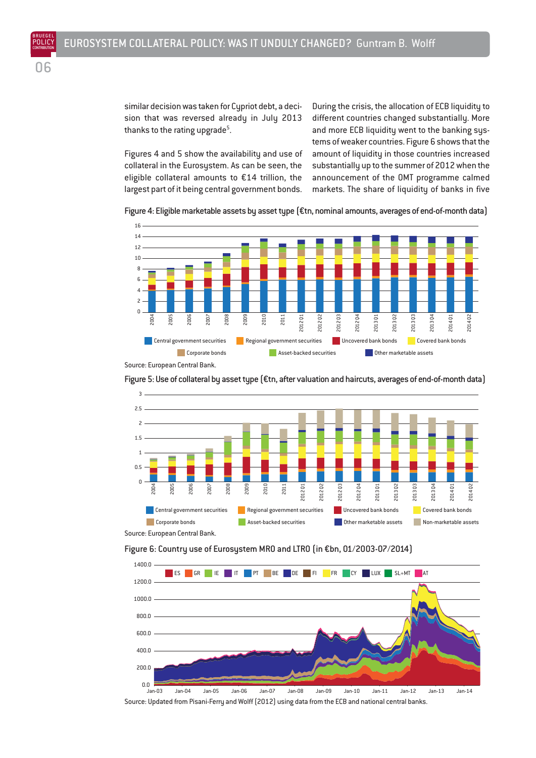similar decision was taken for Cypriot debt, a decision that was reversed already in July 2013 thanks to the rating upgrade[5].

Figures 4 and 5 show the availability and use of collateral in the Eurosystem. As can be seen, the eligible collateral amounts to €14 trillion, the largest part of it being central government bonds.

During the crisis, the allocation of ECB liquidity to different countries changed substantially. More and more ECB liquidity went to the banking systems of weaker countries. Figure 6 shows that the amount of liquidity in those countries increased substantially up to the summer of 2012 when the announcement of the OMT programme calmed markets. The share of liquidity of banks in five

Figure 4: Eligible marketable assets by asset type (€tn, nominal amounts, averages of end-of-month data)

Source: European Central Bank.

Figure 5: Use of collateral by asset type (€tn, after valuation and haircuts, averages of end-of-month data)

Source: European Central Bank.

Figure 6: Country use of Eurosystem MRO and LTRO (in €bn, 01/2003-07/2014)

Source: Updated from Pisani-Ferry and Wolff (2012) using data from the ECB and national central banks.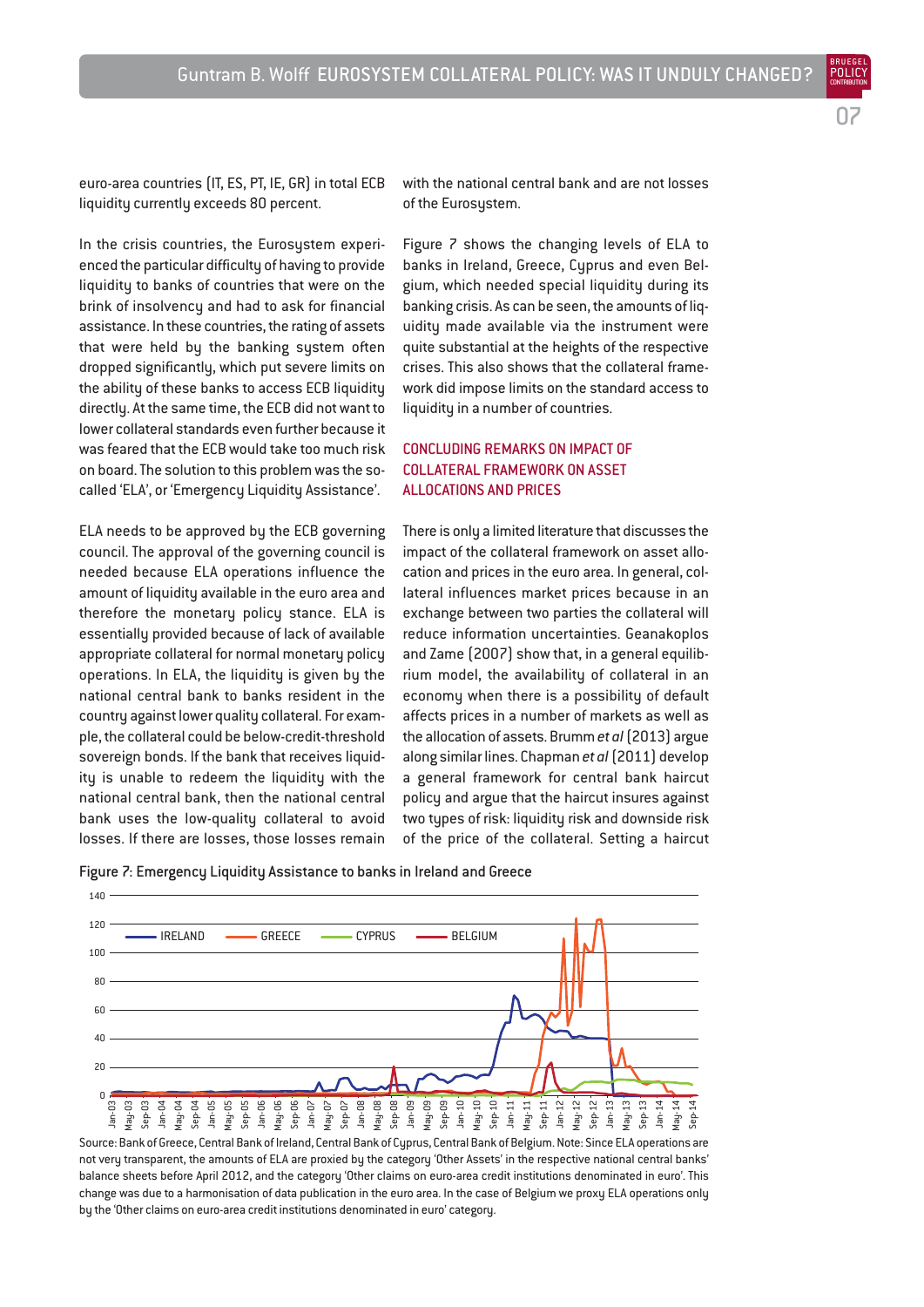euro-area countries (IT, ES, PT, IE, GR) in total ECB liquidity currently exceeds 80 percent.

In the crisis countries, the Eurosystem experienced the particular difficulty of having to provide liquidity to banks of countries that were on the brink of insolvency and had to ask for financial assistance. In these countries, the rating of assets that were held by the banking system often dropped significantly, which put severe limits on the ability of these banks to access ECB liquidity directly. At the same time, the ECB did not want to lower collateral standards even further because it was feared that the ECB would take too much risk on board. The solution to this problem was the so-called 'ELA', or 'Emergency Liquidity Assistance'.

ELA needs to be approved by the ECB governing council. The approval of the governing council is needed because ELA operations influence the amount of liquidity available in the euro area and therefore the monetary policy stance. ELA is essentially provided because of lack of available appropriate collateral for normal monetary policy operations. In ELA, the liquidity is given by the national central bank to banks resident in the country against lower quality collateral. For example, the collateral could be below-credit-threshold sovereign bonds. If the bank that receives liquidity is unable to redeem the liquidity with the national central bank, then the national central bank uses the low-quality collateral to avoid losses. If there are losses, those losses remain with the national central bank and are not losses of the Eurosystem.

Figure 7 shows the changing levels of ELA to banks in Ireland, Greece, Cyprus and even Belgium, which needed special liquidity during its banking crisis. As can be seen, the amounts of liquidity made available via the instrument were quite substantial at the heights of the respective crises. This also shows that the collateral framework did impose limits on the standard access to liquidity in a number of countries.

## CONCLUDING REMARKS ON IMPACT OF COLLATERAL FRAMEWORK ON ASSET ALLOCATIONS AND PRICES

There is only a limited literature that discusses the impact of the collateral framework on asset allocation and prices in the euro area. In general, collateral influences market prices because in an exchange between two parties the collateral will reduce information uncertainties. Geanakoplos and Zame (2007) show that, in a general equilibrium model, the availability of collateral in an economy when there is a possibility of default affects prices in a number of markets as well as the allocation of assets. Brumm *et al* (2013) argue along similar lines. Chapman *et al* (2011) develop a general framework for central bank haircut policy and argue that the haircut insures against two types of risk: liquidity risk and downside risk of the price of the collateral. Setting a haircut

Figure 7: Emergency Liquidity Assistance to banks in Ireland and Greece

Source: Bank of Greece, Central Bank of Ireland, Central Bank of Cyprus, Central Bank of Belgium. Note: Since ELA operations are not very transparent, the amounts of ELA are proxied by the category 'Other Assets' in the respective national central banks' balance sheets before April 2012, and the category 'Other claims on euro-area credit institutions denominated in euro'. This change was due to a harmonisation of data publication in the euro area. In the case of Belgium we proxy ELA operations only by the 'Other claims on euro-area credit institutions denominated in euro' category.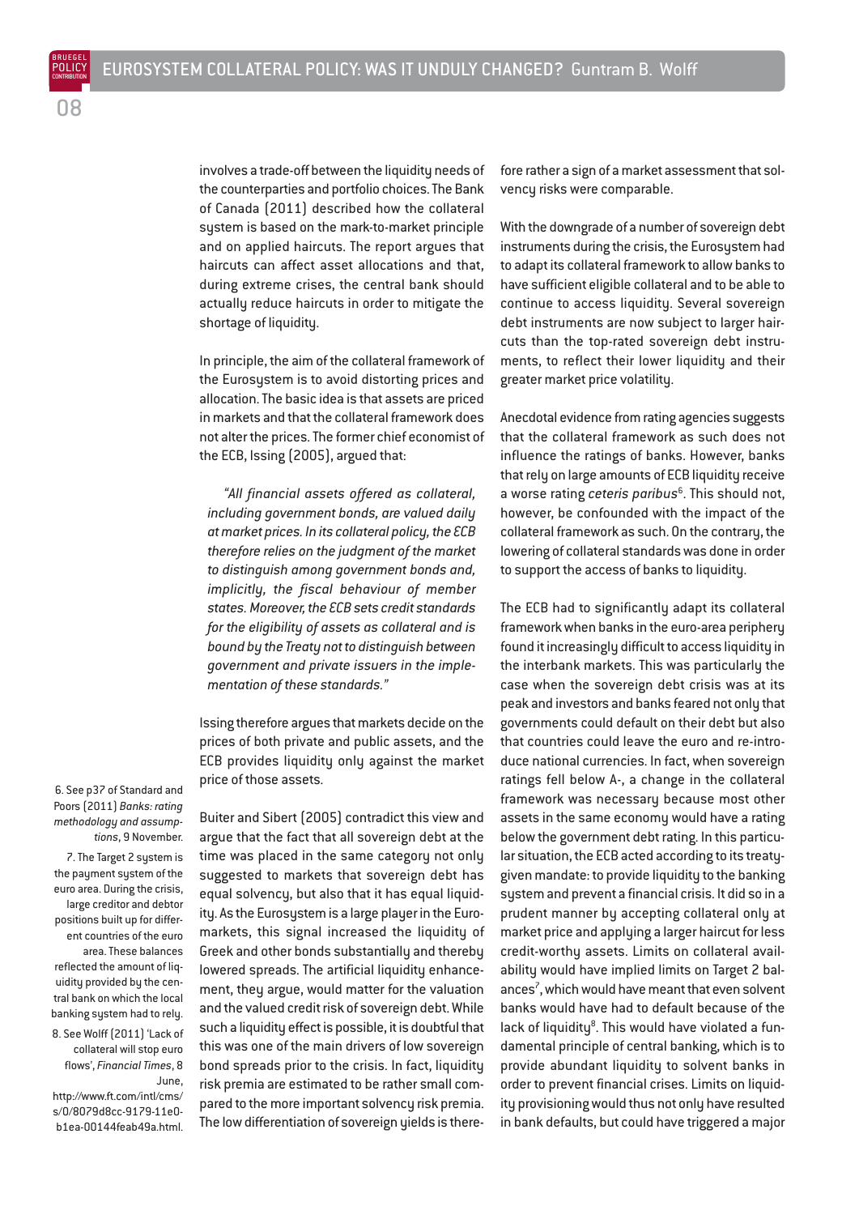involves a trade-off between the liquidity needs of the counterparties and portfolio choices. The Bank of Canada (2011) described how the collateral system is based on the mark-to-market principle and on applied haircuts. The report argues that haircuts can affect asset allocations and that, during extreme crises, the central bank should actually reduce haircuts in order to mitigate the shortage of liquidity.

In principle, the aim of the collateral framework of the Eurosystem is to avoid distorting prices and allocation. The basic idea is that assets are priced in markets and that the collateral framework does not alter the prices. The former chief economist of the ECB, Issing (2005), argued that:

> *"All financial assets offered as collateral, including government bonds, are valued daily at market prices. In its collateral policy, the ECB therefore relies on the judgment of the market to distinguish among government bonds and, implicitly, the fiscal behaviour of member states. Moreover, the ECB sets credit standards for the eligibility of assets as collateral and is bound by the Treaty not to distinguish between government and private issuers in the implementation of these standards."*

Issing therefore argues that markets decide on the prices of both private and public assets, and the ECB provides liquidity only against the market price of those assets.

Buiter and Sibert (2005) contradict this view and argue that the fact that all sovereign debt at the time was placed in the same category not only suggested to markets that sovereign debt has equal solvency, but also that it has equal liquidity. As the Eurosystem is a large player in the Euro-markets, this signal increased the liquidity of Greek and other bonds substantially and thereby lowered spreads. The artificial liquidity enhancement, they argue, would matter for the valuation and the valued credit risk of sovereign debt. While such a liquidity effect is possible, it is doubtful that this was one of the main drivers of low sovereign bond spreads prior to the crisis. In fact, liquidity risk premia are estimated to be rather small compared to the more important solvency risk premia. The low differentiation of sovereign yields is therefore rather a sign of a market assessment that solvency risks were comparable.

With the downgrade of a number of sovereign debt instruments during the crisis, the Eurosystem had to adapt its collateral framework to allow banks to have sufficient eligible collateral and to be able to continue to access liquidity. Several sovereign debt instruments are now subject to larger haircuts than the top-rated sovereign debt instruments, to reflect their lower liquidity and their greater market price volatility.

Anecdotal evidence from rating agencies suggests that the collateral framework as such does not influence the ratings of banks. However, banks that rely on large amounts of ECB liquidity receive a worse rating *ceteris paribus*[6]. This should not, however, be confounded with the impact of the collateral framework as such. On the contrary, the lowering of collateral standards was done in order to support the access of banks to liquidity.

The ECB had to significantly adapt its collateral framework when banks in the euro-area periphery found it increasingly difficult to access liquidity in the interbank markets. This was particularly the case when the sovereign debt crisis was at its peak and investors and banks feared not only that governments could default on their debt but also that countries could leave the euro and re-introduce national currencies. In fact, when sovereign ratings fell below A-, a change in the collateral framework was necessary because most other assets in the same economy would have a rating below the government debt rating. In this particular situation, the ECB acted according to its treaty-given mandate: to provide liquidity to the banking system and prevent a financial crisis. It did so in a prudent manner by accepting collateral only at market price and applying a larger haircut for less credit-worthy assets. Limits on collateral availability would have implied limits on Target 2 balances[7], which would have meant that even solvent banks would have had to default because of the lack of liquidity[8]. This would have violated a fundamental principle of central banking, which is to provide abundant liquidity to solvent banks in order to prevent financial crises. Limits on liquidity provisioning would thus not only have resulted in bank defaults, but could have triggered a major

6. See p37 of Standard and Poors (2011) *Banks: rating methodology and assumptions*, 9 November.

7. The Target 2 system is the payment system of the euro area. During the crisis, large creditor and debtor positions built up for different countries of the euro area. These balances reflected the amount of liquidity provided by the central bank on which the local banking system had to rely.

8. See Wolff (2011) 'Lack of collateral will stop euro flows', *Financial Times*, 8 June, http://www.ft.com/intl/cms/s/0/8079d8cc-9179-11e0-b1ea-00144feab49a.html.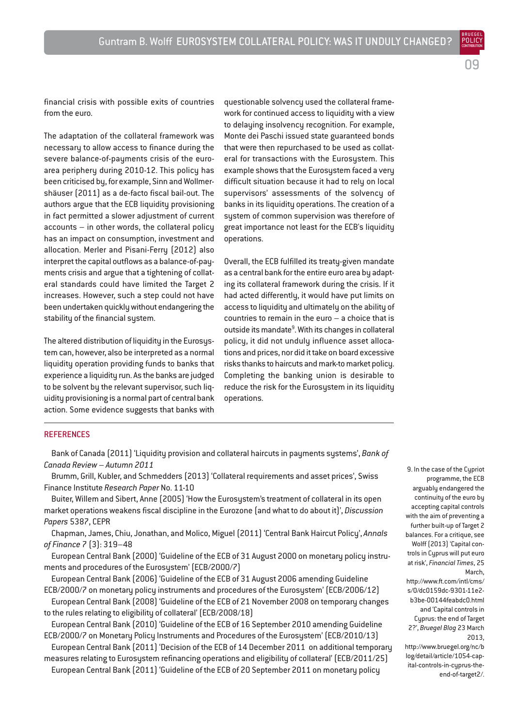financial crisis with possible exits of countries from the euro.

The adaptation of the collateral framework was necessary to allow access to finance during the severe balance-of-payments crisis of the euro-area periphery during 2010-12. This policy has been criticised by, for example, Sinn and Wollmershäuser (2011) as a de-facto fiscal bail-out. The authors argue that the ECB liquidity provisioning in fact permitted a slower adjustment of current accounts – in other words, the collateral policy has an impact on consumption, investment and allocation. Merler and Pisani-Ferry (2012) also interpret the capital outflows as a balance-of-payments crisis and argue that a tightening of collateral standards could have limited the Target 2 increases. However, such a step could not have been undertaken quickly without endangering the stability of the financial system.

The altered distribution of liquidity in the Eurosystem can, however, also be interpreted as a normal liquidity operation providing funds to banks that experience a liquidity run. As the banks are judged to be solvent by the relevant supervisor, such liquidity provisioning is a normal part of central bank action. Some evidence suggests that banks with questionable solvency used the collateral framework for continued access to liquidity with a view to delaying insolvency recognition. For example, Monte dei Paschi issued state guaranteed bonds that were then repurchased to be used as collateral for transactions with the Eurosystem. This example shows that the Eurosystem faced a very difficult situation because it had to rely on local supervisors' assessments of the solvency of banks in its liquidity operations. The creation of a system of common supervision was therefore of great importance not least for the ECB's liquidity operations.

Overall, the ECB fulfilled its treaty-given mandate as a central bank for the entire euro area by adapting its collateral framework during the crisis. If it had acted differently, it would have put limits on access to liquidity and ultimately on the ability of countries to remain in the euro – a choice that is outside its mandate[9]. With its changes in collateral policy, it did not unduly influence asset allocations and prices, nor did it take on board excessive risks thanks to haircuts and mark-to market policy. Completing the banking union is desirable to reduce the risk for the Eurosystem in its liquidity operations.

## REFERENCES

Bank of Canada (2011) 'Liquidity provision and collateral haircuts in payments systems', *Bank of Canada Review – Autumn 2011*

Brumm, Grill, Kubler, and Schmedders (2013) 'Collateral requirements and asset prices', Swiss Finance Institute *Research Paper* No. 11-10

Buiter, Willem and Sibert, Anne (2005) 'How the Eurosystem's treatment of collateral in its open market operations weakens fiscal discipline in the Eurozone (and what to do about it)', *Discussion Papers* 5387, CEPR

Chapman, James, Chiu, Jonathan, and Molico, Miguel (2011) 'Central Bank Haircut Policy', *Annals of Finance 7* (3): 319–48

European Central Bank (2000) 'Guideline of the ECB of 31 August 2000 on monetary policy instruments and procedures of the Eurosystem' (ECB/2000/7)

European Central Bank (2006) 'Guideline of the ECB of 31 August 2006 amending Guideline ECB/2000/7 on monetary policy instruments and procedures of the Eurosystem' (ECB/2006/12)

European Central Bank (2008) 'Guideline of the ECB of 21 November 2008 on temporary changes to the rules relating to eligibility of collateral' (ECB/2008/18)

European Central Bank (2010) 'Guideline of the ECB of 16 September 2010 amending Guideline ECB/2000/7 on Monetary Policy Instruments and Procedures of the Eurosystem' (ECB/2010/13)

European Central Bank (2011) 'Decision of the ECB of 14 December 2011 on additional temporary measures relating to Eurosystem refinancing operations and eligibility of collateral' (ECB/2011/25)

European Central Bank (2011) 'Guideline of the ECB of 20 September 2011 on monetary policy

9. In the case of the Cypriot programme, the ECB arguably endangered the continuity of the euro by accepting capital controls with the aim of preventing a further built-up of Target 2 balances. For a critique, see Wolff (2013) 'Capital controls in Cyprus will put euro at risk', *Financial Times*, 25 March, http://www.ft.com/intl/cms/s/0/dc0159dc-9301-11e2-b3be-00144feabdc0.html and 'Capital controls in Cyprus: the end of Target 2?', *Bruegel Blog* 23 March 2013, http://www.bruegel.org/nc/blog/detail/article/1054-capital-controls-in-cyprus-the-end-of-target2/.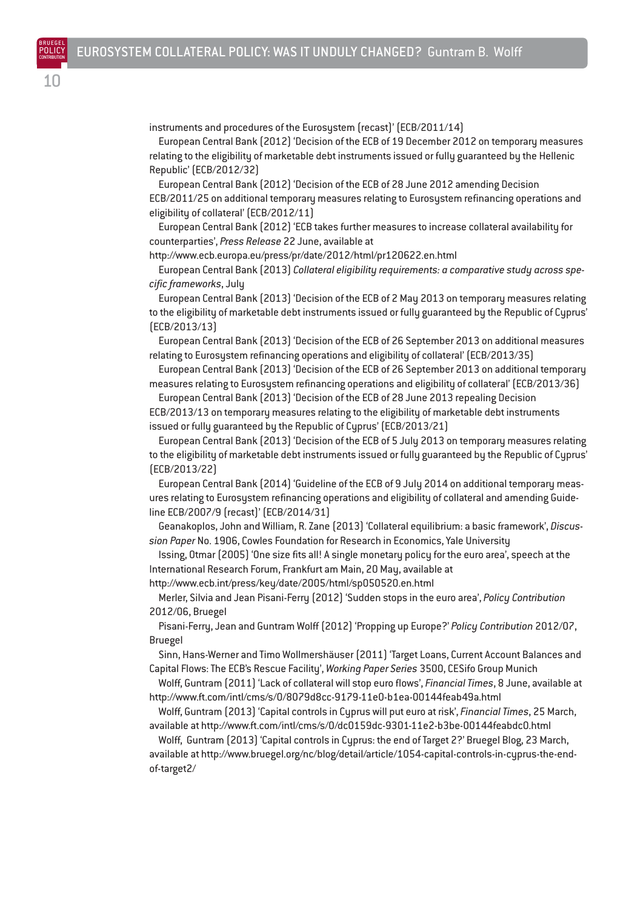instruments and procedures of the Eurosystem (recast)' (ECB/2011/14)

European Central Bank (2012) 'Decision of the ECB of 19 December 2012 on temporary measures relating to the eligibility of marketable debt instruments issued or fully guaranteed by the Hellenic Republic' (ECB/2012/32)

European Central Bank (2012) 'Decision of the ECB of 28 June 2012 amending Decision ECB/2011/25 on additional temporary measures relating to Eurosystem refinancing operations and eligibility of collateral' (ECB/2012/11)

European Central Bank (2012) 'ECB takes further measures to increase collateral availability for counterparties', *Press Release* 22 June, available at http://www.ecb.europa.eu/press/pr/date/2012/html/pr120622.en.html

European Central Bank (2013) *Collateral eligibility requirements: a comparative study across specific frameworks*, July

European Central Bank (2013) 'Decision of the ECB of 2 May 2013 on temporary measures relating to the eligibility of marketable debt instruments issued or fully guaranteed by the Republic of Cyprus' (ECB/2013/13)

European Central Bank (2013) 'Decision of the ECB of 26 September 2013 on additional measures relating to Eurosystem refinancing operations and eligibility of collateral' (ECB/2013/35)

European Central Bank (2013) 'Decision of the ECB of 26 September 2013 on additional temporary measures relating to Eurosystem refinancing operations and eligibility of collateral' (ECB/2013/36)

European Central Bank (2013) 'Decision of the ECB of 28 June 2013 repealing Decision ECB/2013/13 on temporary measures relating to the eligibility of marketable debt instruments issued or fully guaranteed by the Republic of Cyprus' (ECB/2013/21)

European Central Bank (2013) 'Decision of the ECB of 5 July 2013 on temporary measures relating to the eligibility of marketable debt instruments issued or fully guaranteed by the Republic of Cyprus' (ECB/2013/22)

European Central Bank (2014) 'Guideline of the ECB of 9 July 2014 on additional temporary measures relating to Eurosystem refinancing operations and eligibility of collateral and amending Guideline ECB/2007/9 (recast)' (ECB/2014/31)

Geanakoplos, John and William, R. Zane (2013) 'Collateral equilibrium: a basic framework', *Discussion Paper* No. 1906, Cowles Foundation for Research in Economics, Yale University

Issing, Otmar (2005) 'One size fits all! A single monetary policy for the euro area', speech at the International Research Forum, Frankfurt am Main, 20 May, available at http://www.ecb.int/press/key/date/2005/html/sp050520.en.html

Merler, Silvia and Jean Pisani-Ferry (2012) 'Sudden stops in the euro area', *Policy Contribution* 2012/06, Bruegel

Pisani-Ferry, Jean and Guntram Wolff (2012) 'Propping up Europe?' *Policy Contribution* 2012/07, Bruegel

Sinn, Hans-Werner and Timo Wollmershäuser (2011) 'Target Loans, Current Account Balances and Capital Flows: The ECB's Rescue Facility', *Working Paper Series* 3500, CESifo Group Munich

Wolff, Guntram (2011) 'Lack of collateral will stop euro flows', *Financial Times*, 8 June, available at http://www.ft.com/intl/cms/s/0/8079d8cc-9179-11e0-b1ea-00144feab49a.html

Wolff, Guntram (2013) 'Capital controls in Cyprus will put euro at risk', *Financial Times*, 25 March, available at http://www.ft.com/intl/cms/s/0/dc0159dc-9301-11e2-b3be-00144feabdc0.html

Wolff, Guntram (2013) 'Capital controls in Cyprus: the end of Target 2?' Bruegel Blog, 23 March, available at http://www.bruegel.org/nc/blog/detail/article/1054-capital-controls-in-cyprus-the-end-of-target2/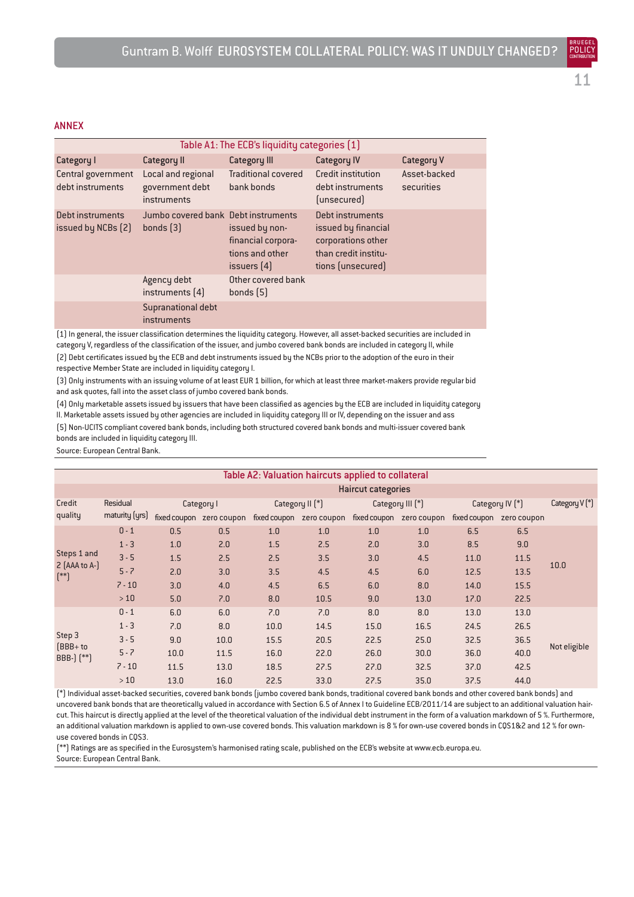## ANNEX

| Table A1: The ECB's liquidity categories (1) | | | | |
|---|---|---|---|---|
| Category I | Category II | Category III | Category IV | Category V |
| Central government debt instruments | Local and regional government debt instruments | Traditional covered bank bonds | Credit institution debt instruments (unsecured) | Asset-backed securities |
| Debt instruments issued by NCBs (2) | Jumbo covered bank bonds (3) | Debt instruments issued by non-financial corporations and other issuers (4) | Debt instruments issued by financial corporations other than credit institutions (unsecured) | |
| | Agency debt instruments (4) | Other covered bank bonds (5) | | |
| | Supranational debt instruments | | | |

(1) In general, the issuer classification determines the liquidity category. However, all asset-backed securities are included in category V, regardless of the classification of the issuer, and jumbo covered bank bonds are included in category II, while

(2) Debt certificates issued by the ECB and debt instruments issued by the NCBs prior to the adoption of the euro in their respective Member State are included in liquidity category I.

(3) Only instruments with an issuing volume of at least EUR 1 billion, for which at least three market-makers provide regular bid and ask quotes, fall into the asset class of jumbo covered bank bonds.

(4) Only marketable assets issued by issuers that have been classified as agencies by the ECB are included in liquidity category II. Marketable assets issued by other agencies are included in liquidity category III or IV, depending on the issuer and ass

(5) Non-UCITS compliant covered bank bonds, including both structured covered bank bonds and multi-issuer covered bank bonds are included in liquidity category III.

Source: European Central Bank.

**Table A2: Valuation haircuts applied to collateral**

| | | Haircut categories | | | | | | | | |
|---|---|---|---|---|---|---|---|---|---|---|
| Credit quality | Residual maturity (yrs) | Category I | | Category II (*) | | Category III (*) | | Category IV (*) | | Category V (*) |
| | | fixed coupon | zero coupon | fixed coupon | zero coupon | fixed coupon | zero coupon | fixed coupon | zero coupon | |
| Steps 1 and 2 (AAA to A-) (**) | 0 - 1 | 0.5 | 0.5 | 1.0 | 1.0 | 1.0 | 1.0 | 6.5 | 6.5 | 10.0 |
| | 1 - 3 | 1.0 | 2.0 | 1.5 | 2.5 | 2.0 | 3.0 | 8.5 | 9.0 | |
| | 3 - 5 | 1.5 | 2.5 | 2.5 | 3.5 | 3.0 | 4.5 | 11.0 | 11.5 | |
| | 5 - 7 | 2.0 | 3.0 | 3.5 | 4.5 | 4.5 | 6.0 | 12.5 | 13.5 | |
| | 7 - 10 | 3.0 | 4.0 | 4.5 | 6.5 | 6.0 | 8.0 | 14.0 | 15.5 | |
| | > 10 | 5.0 | 7.0 | 8.0 | 10.5 | 9.0 | 13.0 | 17.0 | 22.5 | |
| Step 3 (BBB+ to BBB-) (**) | 0 - 1 | 6.0 | 6.0 | 7.0 | 7.0 | 8.0 | 8.0 | 13.0 | 13.0 | Not eligible |
| | 1 - 3 | 7.0 | 8.0 | 10.0 | 14.5 | 15.0 | 16.5 | 24.5 | 26.5 | |
| | 3 - 5 | 9.0 | 10.0 | 15.5 | 20.5 | 22.5 | 25.0 | 32.5 | 36.5 | |
| | 5 - 7 | 10.0 | 11.5 | 16.0 | 22.0 | 26.0 | 30.0 | 36.0 | 40.0 | |
| | 7 - 10 | 11.5 | 13.0 | 18.5 | 27.5 | 27.0 | 32.5 | 37.0 | 42.5 | |
| | > 10 | 13.0 | 16.0 | 22.5 | 33.0 | 27.5 | 35.0 | 37.5 | 44.0 | |

(*) Individual asset-backed securities, covered bank bonds (jumbo covered bank bonds, traditional covered bank bonds and other covered bank bonds) and uncovered bank bonds that are theoretically valued in accordance with Section 6.5 of Annex I to Guideline ECB/2011/14 are subject to an additional valuation haircut. This haircut is directly applied at the level of the theoretical valuation of the individual debt instrument in the form of a valuation markdown of 5 %. Furthermore, an additional valuation markdown is applied to own-use covered bonds. This valuation markdown is 8 % for own-use covered bonds in CQS1&2 and 12 % for own-use covered bonds in CQS3.

(**) Ratings are as specified in the Eurosystem's harmonised rating scale, published on the ECB's website at www.ecb.europa.eu.

Source: European Central Bank.